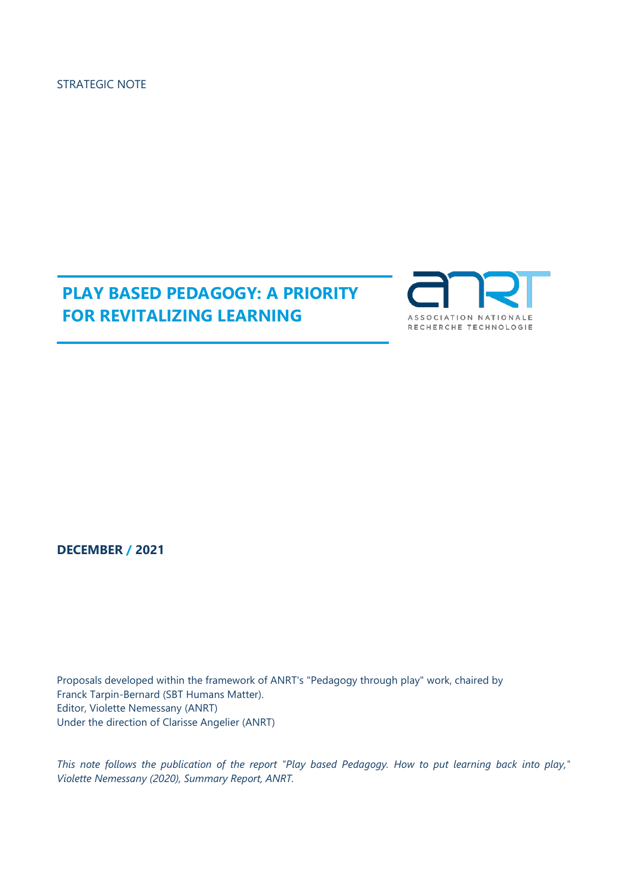STRATEGIC NOTE

# PLAY BASED PEDAGOGY: A PRIORITY FOR REVITALIZING LEARNING

ASSOCIATION NATIONALE RECHERCHE TECHNOLOGIE

**DECEMBER / 2021**

Proposals developed within the framework of ANRT's "Pedagogy through play" work, chaired by Franck Tarpin-Bernard (SBT Humans Matter).
Editor, Violette Nemessany (ANRT)
Under the direction of Clarisse Angelier (ANRT)

*This note follows the publication of the report "Play based Pedagogy. How to put learning back into play," Violette Nemessany (2020), Summary Report, ANRT.*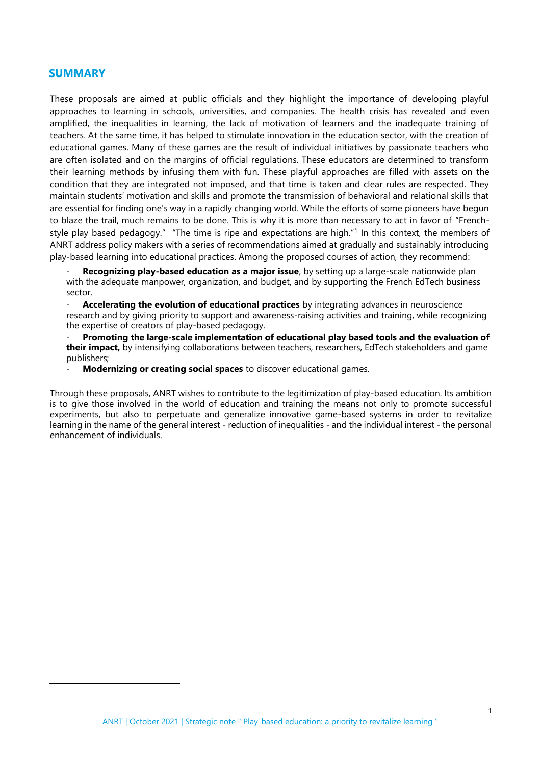## SUMMARY

These proposals are aimed at public officials and they highlight the importance of developing playful approaches to learning in schools, universities, and companies. The health crisis has revealed and even amplified, the inequalities in learning, the lack of motivation of learners and the inadequate training of teachers. At the same time, it has helped to stimulate innovation in the education sector, with the creation of educational games. Many of these games are the result of individual initiatives by passionate teachers who are often isolated and on the margins of official regulations. These educators are determined to transform their learning methods by infusing them with fun. These playful approaches are filled with assets on the condition that they are integrated not imposed, and that time is taken and clear rules are respected. They maintain students' motivation and skills and promote the transmission of behavioral and relational skills that are essential for finding one's way in a rapidly changing world. While the efforts of some pioneers have begun to blaze the trail, much remains to be done. This is why it is more than necessary to act in favor of "French-style play based pedagogy." "The time is ripe and expectations are high."[1] In this context, the members of ANRT address policy makers with a series of recommendations aimed at gradually and sustainably introducing play-based learning into educational practices. Among the proposed courses of action, they recommend:

- **Recognizing play-based education as a major issue**, by setting up a large-scale nationwide plan with the adequate manpower, organization, and budget, and by supporting the French EdTech business sector.
- **Accelerating the evolution of educational practices** by integrating advances in neuroscience research and by giving priority to support and awareness-raising activities and training, while recognizing the expertise of creators of play-based pedagogy.
- **Promoting the large-scale implementation of educational play based tools and the evaluation of their impact,** by intensifying collaborations between teachers, researchers, EdTech stakeholders and game publishers;
- **Modernizing or creating social spaces** to discover educational games.

Through these proposals, ANRT wishes to contribute to the legitimization of play-based education. Its ambition is to give those involved in the world of education and training the means not only to promote successful experiments, but also to perpetuate and generalize innovative game-based systems in order to revitalize learning in the name of the general interest - reduction of inequalities - and the individual interest - the personal enhancement of individuals.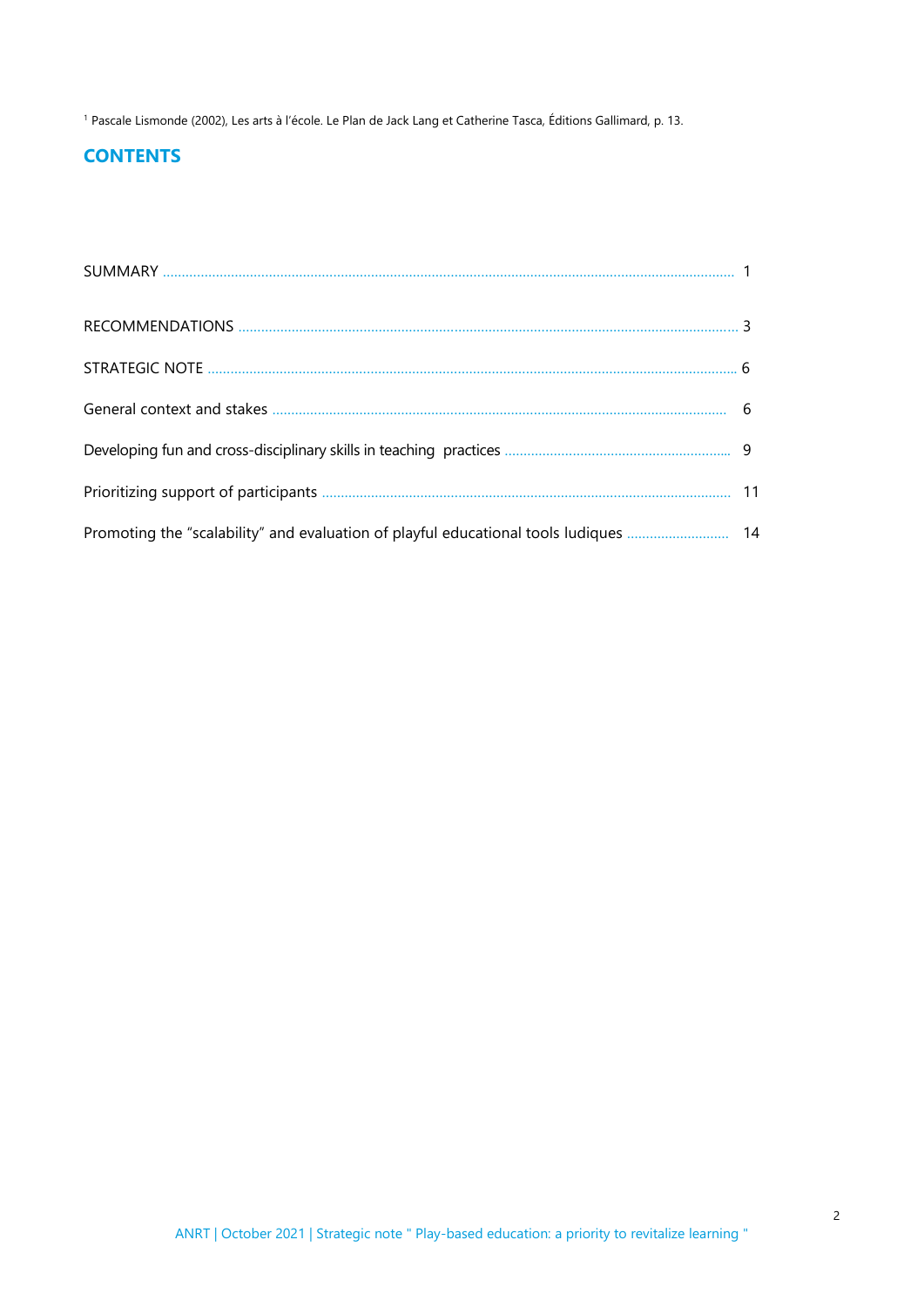[1] Pascale Lismonde (2002), Les arts à l'école. Le Plan de Jack Lang et Catherine Tasca, Éditions Gallimard, p. 13.

## CONTENTS

SUMMARY ........................................................................................................................................ 1

RECOMMENDATIONS ...................................................................................................................... 3

STRATEGIC NOTE ............................................................................................................................ 6

General context and stakes ........................................................................................................... 6

Developing fun and cross-disciplinary skills in teaching practices ................................................ 9

Prioritizing support of participants .............................................................................................. 11

Promoting the "scalability" and evaluation of playful educational tools ludiques .......................... 14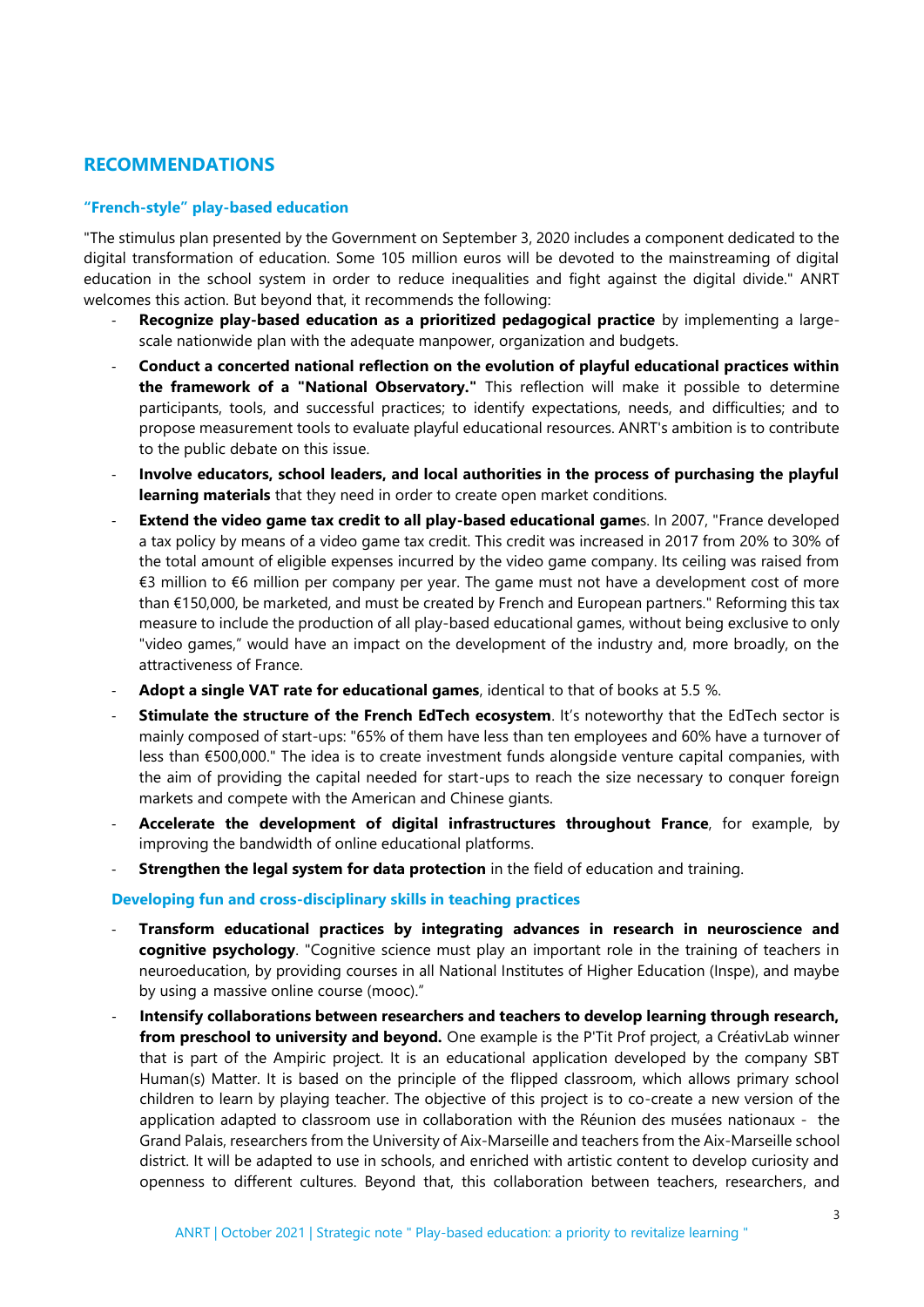## RECOMMENDATIONS

### "French-style" play-based education

"The stimulus plan presented by the Government on September 3, 2020 includes a component dedicated to the digital transformation of education. Some 105 million euros will be devoted to the mainstreaming of digital education in the school system in order to reduce inequalities and fight against the digital divide." ANRT welcomes this action. But beyond that, it recommends the following:

- **Recognize play-based education as a prioritized pedagogical practice** by implementing a large-scale nationwide plan with the adequate manpower, organization and budgets.
- **Conduct a concerted national reflection on the evolution of playful educational practices within the framework of a "National Observatory."** This reflection will make it possible to determine participants, tools, and successful practices; to identify expectations, needs, and difficulties; and to propose measurement tools to evaluate playful educational resources. ANRT's ambition is to contribute to the public debate on this issue.
- **Involve educators, school leaders, and local authorities in the process of purchasing the playful learning materials** that they need in order to create open market conditions.
- **Extend the video game tax credit to all play-based educational game**s. In 2007, "France developed a tax policy by means of a video game tax credit. This credit was increased in 2017 from 20% to 30% of the total amount of eligible expenses incurred by the video game company. Its ceiling was raised from €3 million to €6 million per company per year. The game must not have a development cost of more than €150,000, be marketed, and must be created by French and European partners." Reforming this tax measure to include the production of all play-based educational games, without being exclusive to only "video games," would have an impact on the development of the industry and, more broadly, on the attractiveness of France.
- **Adopt a single VAT rate for educational games**, identical to that of books at 5.5 %.
- **Stimulate the structure of the French EdTech ecosystem**. It's noteworthy that the EdTech sector is mainly composed of start-ups: "65% of them have less than ten employees and 60% have a turnover of less than €500,000." The idea is to create investment funds alongside venture capital companies, with the aim of providing the capital needed for start-ups to reach the size necessary to conquer foreign markets and compete with the American and Chinese giants.
- **Accelerate the development of digital infrastructures throughout France**, for example, by improving the bandwidth of online educational platforms.
- **Strengthen the legal system for data protection** in the field of education and training.

### Developing fun and cross-disciplinary skills in teaching practices

- **Transform educational practices by integrating advances in research in neuroscience and cognitive psychology**. "Cognitive science must play an important role in the training of teachers in neuroeducation, by providing courses in all National Institutes of Higher Education (Inspe), and maybe by using a massive online course (mooc)."
- **Intensify collaborations between researchers and teachers to develop learning through research, from preschool to university and beyond.** One example is the P'Tit Prof project, a CréativLab winner that is part of the Ampiric project. It is an educational application developed by the company SBT Human(s) Matter. It is based on the principle of the flipped classroom, which allows primary school children to learn by playing teacher. The objective of this project is to co-create a new version of the application adapted to classroom use in collaboration with the Réunion des musées nationaux - the Grand Palais, researchers from the University of Aix-Marseille and teachers from the Aix-Marseille school district. It will be adapted to use in schools, and enriched with artistic content to develop curiosity and openness to different cultures. Beyond that, this collaboration between teachers, researchers, and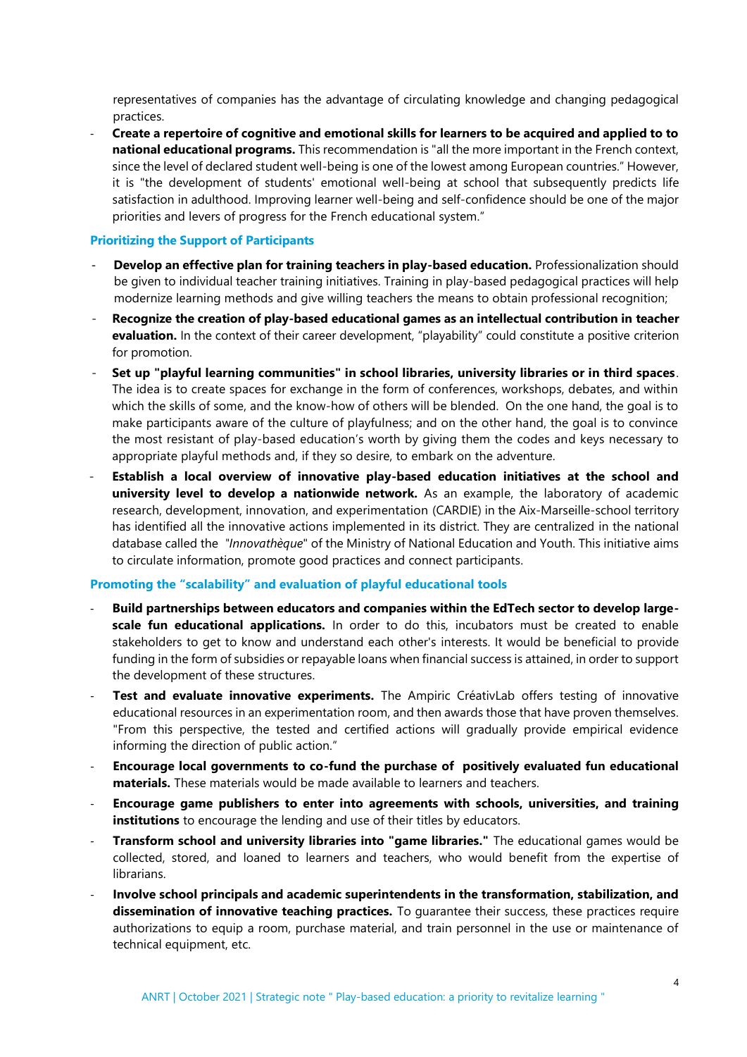representatives of companies has the advantage of circulating knowledge and changing pedagogical practices.

- **Create a repertoire of cognitive and emotional skills for learners to be acquired and applied to to national educational programs.** This recommendation is "all the more important in the French context, since the level of declared student well-being is one of the lowest among European countries." However, it is "the development of students' emotional well-being at school that subsequently predicts life satisfaction in adulthood. Improving learner well-being and self-confidence should be one of the major priorities and levers of progress for the French educational system."

### Prioritizing the Support of Participants

- **Develop an effective plan for training teachers in play-based education.** Professionalization should be given to individual teacher training initiatives. Training in play-based pedagogical practices will help modernize learning methods and give willing teachers the means to obtain professional recognition;
- **Recognize the creation of play-based educational games as an intellectual contribution in teacher evaluation.** In the context of their career development, "playability" could constitute a positive criterion for promotion.
- **Set up "playful learning communities" in school libraries, university libraries or in third spaces**. The idea is to create spaces for exchange in the form of conferences, workshops, debates, and within which the skills of some, and the know-how of others will be blended. On the one hand, the goal is to make participants aware of the culture of playfulness; and on the other hand, the goal is to convince the most resistant of play-based education's worth by giving them the codes and keys necessary to appropriate playful methods and, if they so desire, to embark on the adventure.
- **Establish a local overview of innovative play-based education initiatives at the school and university level to develop a nationwide network.** As an example, the laboratory of academic research, development, innovation, and experimentation (CARDIE) in the Aix-Marseille-school territory has identified all the innovative actions implemented in its district. They are centralized in the national database called the "*Innovathèque*" of the Ministry of National Education and Youth. This initiative aims to circulate information, promote good practices and connect participants.

### Promoting the "scalability" and evaluation of playful educational tools

- **Build partnerships between educators and companies within the EdTech sector to develop large-scale fun educational applications.** In order to do this, incubators must be created to enable stakeholders to get to know and understand each other's interests. It would be beneficial to provide funding in the form of subsidies or repayable loans when financial success is attained, in order to support the development of these structures.
- **Test and evaluate innovative experiments.** The Ampiric CréativLab offers testing of innovative educational resources in an experimentation room, and then awards those that have proven themselves. "From this perspective, the tested and certified actions will gradually provide empirical evidence informing the direction of public action."
- **Encourage local governments to co-fund the purchase of positively evaluated fun educational materials.** These materials would be made available to learners and teachers.
- **Encourage game publishers to enter into agreements with schools, universities, and training institutions** to encourage the lending and use of their titles by educators.
- **Transform school and university libraries into "game libraries."** The educational games would be collected, stored, and loaned to learners and teachers, who would benefit from the expertise of librarians.
- **Involve school principals and academic superintendents in the transformation, stabilization, and dissemination of innovative teaching practices.** To guarantee their success, these practices require authorizations to equip a room, purchase material, and train personnel in the use or maintenance of technical equipment, etc.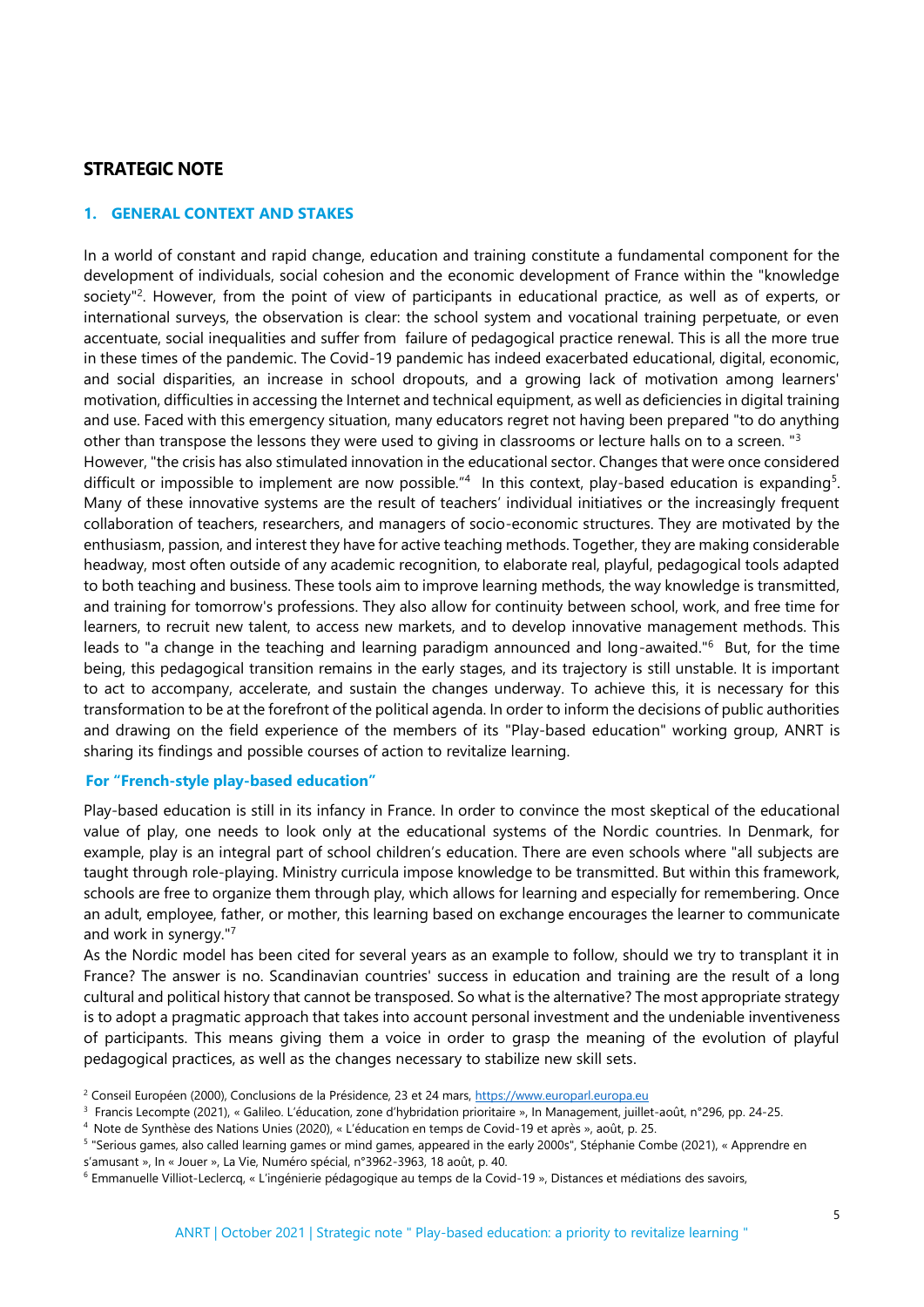# STRATEGIC NOTE

## 1. GENERAL CONTEXT AND STAKES

In a world of constant and rapid change, education and training constitute a fundamental component for the development of individuals, social cohesion and the economic development of France within the "knowledge society"[2]. However, from the point of view of participants in educational practice, as well as of experts, or international surveys, the observation is clear: the school system and vocational training perpetuate, or even accentuate, social inequalities and suffer from failure of pedagogical practice renewal. This is all the more true in these times of the pandemic. The Covid-19 pandemic has indeed exacerbated educational, digital, economic, and social disparities, an increase in school dropouts, and a growing lack of motivation among learners' motivation, difficulties in accessing the Internet and technical equipment, as well as deficiencies in digital training and use. Faced with this emergency situation, many educators regret not having been prepared "to do anything other than transpose the lessons they were used to giving in classrooms or lecture halls on to a screen. "[3]

However, "the crisis has also stimulated innovation in the educational sector. Changes that were once considered difficult or impossible to implement are now possible."[4] In this context, play-based education is expanding[5]. Many of these innovative systems are the result of teachers' individual initiatives or the increasingly frequent collaboration of teachers, researchers, and managers of socio-economic structures. They are motivated by the enthusiasm, passion, and interest they have for active teaching methods. Together, they are making considerable headway, most often outside of any academic recognition, to elaborate real, playful, pedagogical tools adapted to both teaching and business. These tools aim to improve learning methods, the way knowledge is transmitted, and training for tomorrow's professions. They also allow for continuity between school, work, and free time for learners, to recruit new talent, to access new markets, and to develop innovative management methods. This leads to "a change in the teaching and learning paradigm announced and long-awaited."[6] But, for the time being, this pedagogical transition remains in the early stages, and its trajectory is still unstable. It is important to act to accompany, accelerate, and sustain the changes underway. To achieve this, it is necessary for this transformation to be at the forefront of the political agenda. In order to inform the decisions of public authorities and drawing on the field experience of the members of its "Play-based education" working group, ANRT is sharing its findings and possible courses of action to revitalize learning.

### For "French-style play-based education"

Play-based education is still in its infancy in France. In order to convince the most skeptical of the educational value of play, one needs to look only at the educational systems of the Nordic countries. In Denmark, for example, play is an integral part of school children's education. There are even schools where "all subjects are taught through role-playing. Ministry curricula impose knowledge to be transmitted. But within this framework, schools are free to organize them through play, which allows for learning and especially for remembering. Once an adult, employee, father, or mother, this learning based on exchange encourages the learner to communicate and work in synergy."[7]

As the Nordic model has been cited for several years as an example to follow, should we try to transplant it in France? The answer is no. Scandinavian countries' success in education and training are the result of a long cultural and political history that cannot be transposed. So what is the alternative? The most appropriate strategy is to adopt a pragmatic approach that takes into account personal investment and the undeniable inventiveness of participants. This means giving them a voice in order to grasp the meaning of the evolution of playful pedagogical practices, as well as the changes necessary to stabilize new skill sets.

---

[2] Conseil Européen (2000), Conclusions de la Présidence, 23 et 24 mars, https://www.europarl.europa.eu

[3] Francis Lecompte (2021), « Galileo. L'éducation, zone d'hybridation prioritaire », In Management, juillet-août, n°296, pp. 24-25.

[4] Note de Synthèse des Nations Unies (2020), « L'éducation en temps de Covid-19 et après », août, p. 25.

[5] "Serious games, also called learning games or mind games, appeared in the early 2000s", Stéphanie Combe (2021), « Apprendre en s'amusant », In « Jouer », La Vie, Numéro spécial, n°3962-3963, 18 août, p. 40.

[6] Emmanuelle Villiot-Leclercq, « L'ingénierie pédagogique au temps de la Covid-19 », Distances et médiations des savoirs,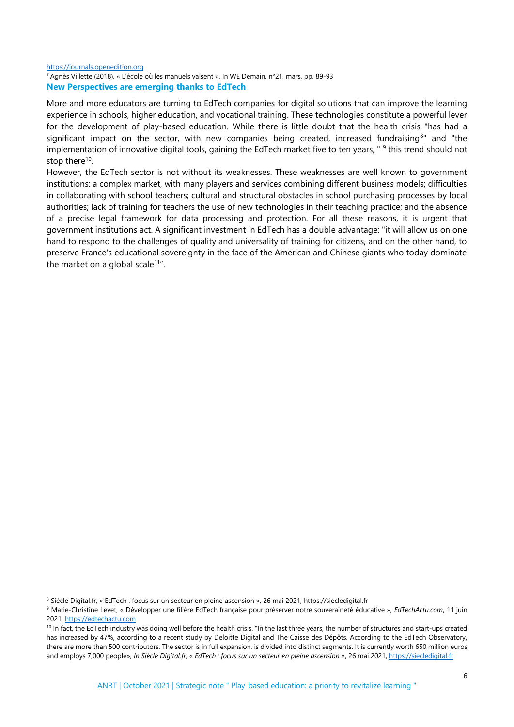https://journals.openedition.org

[7] Agnès Villette (2018), « L'école où les manuels valsent », In WE Demain, n°21, mars, pp. 89-93

### New Perspectives are emerging thanks to EdTech

More and more educators are turning to EdTech companies for digital solutions that can improve the learning experience in schools, higher education, and vocational training. These technologies constitute a powerful lever for the development of play-based education. While there is little doubt that the health crisis "has had a significant impact on the sector, with new companies being created, increased fundraising[8]" and "the implementation of innovative digital tools, gaining the EdTech market five to ten years, " [9] this trend should not stop there[10].

However, the EdTech sector is not without its weaknesses. These weaknesses are well known to government institutions: a complex market, with many players and services combining different business models; difficulties in collaborating with school teachers; cultural and structural obstacles in school purchasing processes by local authorities; lack of training for teachers the use of new technologies in their teaching practice; and the absence of a precise legal framework for data processing and protection. For all these reasons, it is urgent that government institutions act. A significant investment in EdTech has a double advantage: "it will allow us on one hand to respond to the challenges of quality and universality of training for citizens, and on the other hand, to preserve France's educational sovereignty in the face of the American and Chinese giants who today dominate the market on a global scale[11]".

---

[8] Siècle Digital.fr, « EdTech : focus sur un secteur en pleine ascension », 26 mai 2021, https://siecledigital.fr

[9] Marie-Christine Levet, « Développer une filière EdTech française pour préserver notre souveraineté éducative », *EdTechActu.com*, 11 juin 2021, https://edtechactu.com

[10] In fact, the EdTech industry was doing well before the health crisis. "In the last three years, the number of structures and start-ups created has increased by 47%, according to a recent study by Deloitte Digital and The Caisse des Dépôts. According to the EdTech Observatory, there are more than 500 contributors. The sector is in full expansion, is divided into distinct segments. It is currently worth 650 million euros and employs 7,000 people», *In Siècle Digital.fr*, « *EdTech : focus sur un secteur en pleine ascension* », 26 mai 2021, https://siecledigital.fr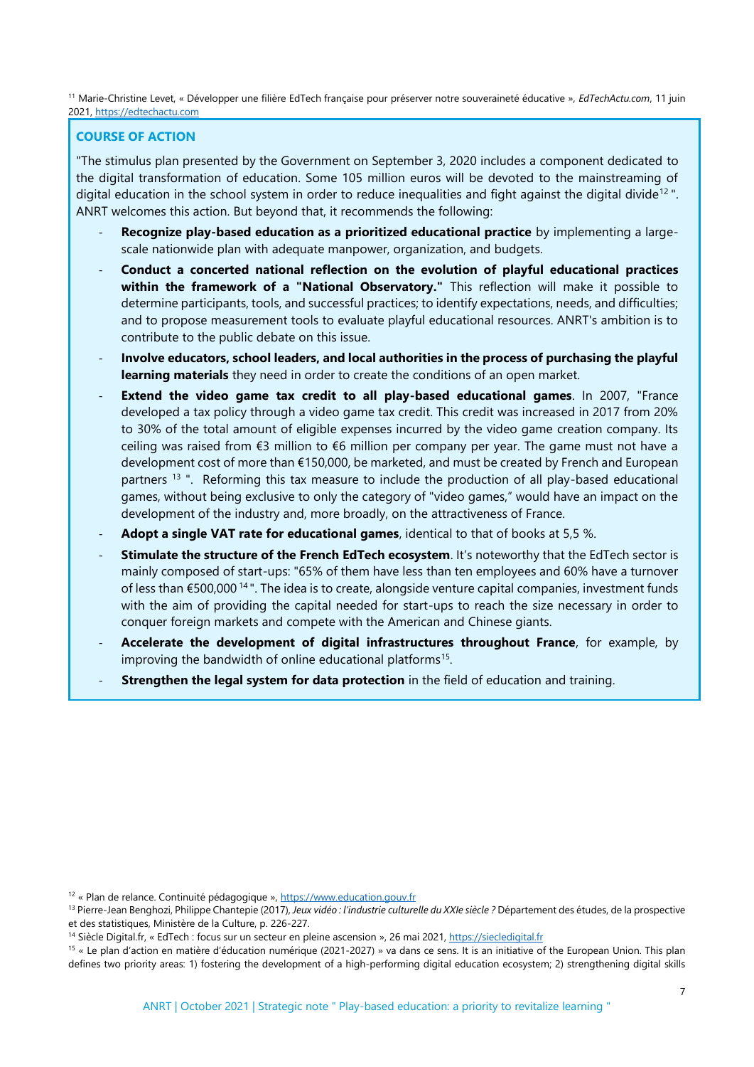[11] Marie-Christine Levet, « Développer une filière EdTech française pour préserver notre souveraineté éducative », *EdTechActu.com*, 11 juin 2021, https://edtechactu.com

### COURSE OF ACTION

"The stimulus plan presented by the Government on September 3, 2020 includes a component dedicated to the digital transformation of education. Some 105 million euros will be devoted to the mainstreaming of digital education in the school system in order to reduce inequalities and fight against the digital divide[12] ". ANRT welcomes this action. But beyond that, it recommends the following:

- **Recognize play-based education as a prioritized educational practice** by implementing a large-scale nationwide plan with adequate manpower, organization, and budgets.
- **Conduct a concerted national reflection on the evolution of playful educational practices within the framework of a "National Observatory."** This reflection will make it possible to determine participants, tools, and successful practices; to identify expectations, needs, and difficulties; and to propose measurement tools to evaluate playful educational resources. ANRT's ambition is to contribute to the public debate on this issue.
- **Involve educators, school leaders, and local authorities in the process of purchasing the playful learning materials** they need in order to create the conditions of an open market.
- **Extend the video game tax credit to all play-based educational games**. In 2007, "France developed a tax policy through a video game tax credit. This credit was increased in 2017 from 20% to 30% of the total amount of eligible expenses incurred by the video game creation company. Its ceiling was raised from €3 million to €6 million per company per year. The game must not have a development cost of more than €150,000, be marketed, and must be created by French and European partners [13] ". Reforming this tax measure to include the production of all play-based educational games, without being exclusive to only the category of "video games," would have an impact on the development of the industry and, more broadly, on the attractiveness of France.
- **Adopt a single VAT rate for educational games**, identical to that of books at 5,5 %.
- **Stimulate the structure of the French EdTech ecosystem**. It's noteworthy that the EdTech sector is mainly composed of start-ups: "65% of them have less than ten employees and 60% have a turnover of less than €500,000 [14] ". The idea is to create, alongside venture capital companies, investment funds with the aim of providing the capital needed for start-ups to reach the size necessary in order to conquer foreign markets and compete with the American and Chinese giants.
- **Accelerate the development of digital infrastructures throughout France**, for example, by improving the bandwidth of online educational platforms[15].
- **Strengthen the legal system for data protection** in the field of education and training.

[12] « Plan de relance. Continuité pédagogique », https://www.education.gouv.fr

[13] Pierre-Jean Benghozi, Philippe Chantepie (2017), *Jeux vidéo : l'industrie culturelle du XXIe siècle ?* Département des études, de la prospective et des statistiques, Ministère de la Culture, p. 226-227.

[14] Siècle Digital.fr, « EdTech : focus sur un secteur en pleine ascension », 26 mai 2021, https://siecledigital.fr

[15] « Le plan d'action en matière d'éducation numérique (2021-2027) » va dans ce sens. It is an initiative of the European Union. This plan defines two priority areas: 1) fostering the development of a high-performing digital education ecosystem; 2) strengthening digital skills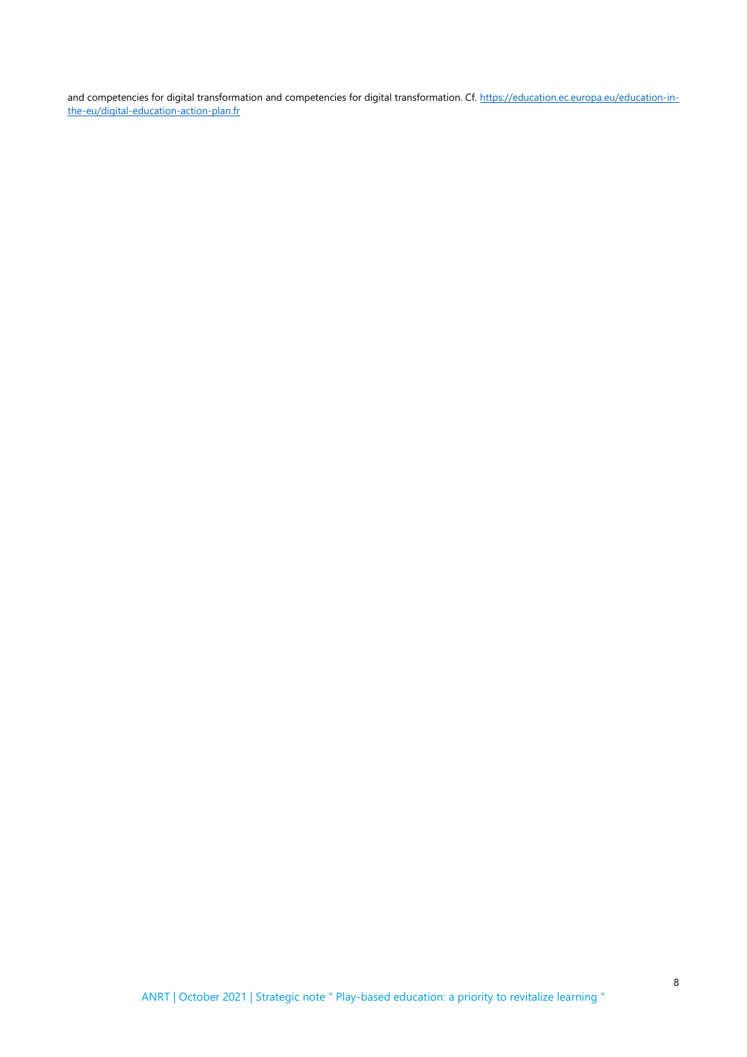and competencies for digital transformation and competencies for digital transformation. Cf. https://education.ec.europa.eu/education-in-the-eu/digital-education-action-plan.fr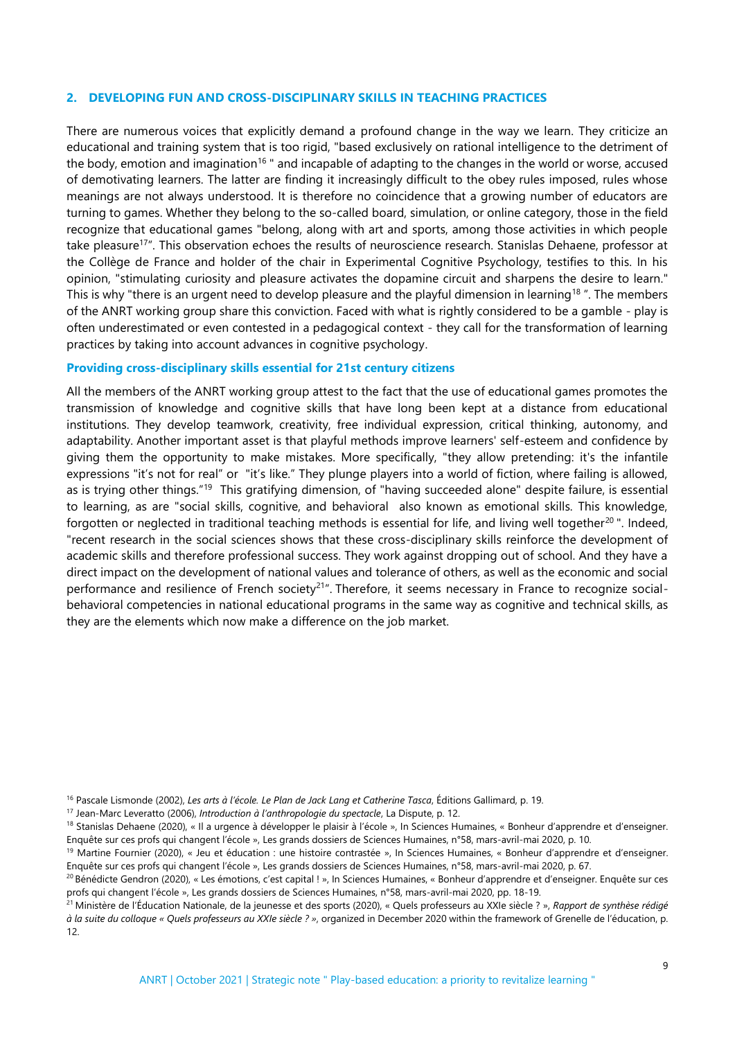## 2. DEVELOPING FUN AND CROSS-DISCIPLINARY SKILLS IN TEACHING PRACTICES

There are numerous voices that explicitly demand a profound change in the way we learn. They criticize an educational and training system that is too rigid, "based exclusively on rational intelligence to the detriment of the body, emotion and imagination[16] " and incapable of adapting to the changes in the world or worse, accused of demotivating learners. The latter are finding it increasingly difficult to the obey rules imposed, rules whose meanings are not always understood. It is therefore no coincidence that a growing number of educators are turning to games. Whether they belong to the so-called board, simulation, or online category, those in the field recognize that educational games "belong, along with art and sports, among those activities in which people take pleasure[17]". This observation echoes the results of neuroscience research. Stanislas Dehaene, professor at the Collège de France and holder of the chair in Experimental Cognitive Psychology, testifies to this. In his opinion, "stimulating curiosity and pleasure activates the dopamine circuit and sharpens the desire to learn." This is why "there is an urgent need to develop pleasure and the playful dimension in learning[18] ". The members of the ANRT working group share this conviction. Faced with what is rightly considered to be a gamble - play is often underestimated or even contested in a pedagogical context - they call for the transformation of learning practices by taking into account advances in cognitive psychology.

### Providing cross-disciplinary skills essential for 21st century citizens

All the members of the ANRT working group attest to the fact that the use of educational games promotes the transmission of knowledge and cognitive skills that have long been kept at a distance from educational institutions. They develop teamwork, creativity, free individual expression, critical thinking, autonomy, and adaptability. Another important asset is that playful methods improve learners' self-esteem and confidence by giving them the opportunity to make mistakes. More specifically, "they allow pretending: it's the infantile expressions "it's not for real" or "it's like." They plunge players into a world of fiction, where failing is allowed, as is trying other things."[19] This gratifying dimension, of "having succeeded alone" despite failure, is essential to learning, as are "social skills, cognitive, and behavioral also known as emotional skills. This knowledge, forgotten or neglected in traditional teaching methods is essential for life, and living well together[20] ". Indeed, "recent research in the social sciences shows that these cross-disciplinary skills reinforce the development of academic skills and therefore professional success. They work against dropping out of school. And they have a direct impact on the development of national values and tolerance of others, as well as the economic and social performance and resilience of French society[21]". Therefore, it seems necessary in France to recognize social-behavioral competencies in national educational programs in the same way as cognitive and technical skills, as they are the elements which now make a difference on the job market.

---

[16] Pascale Lismonde (2002), *Les arts à l'école. Le Plan de Jack Lang et Catherine Tasca*, Éditions Gallimard, p. 19.

[17] Jean-Marc Leveratto (2006), *Introduction à l'anthropologie du spectacle*, La Dispute, p. 12.

[18] Stanislas Dehaene (2020), « Il a urgence à développer le plaisir à l'école », In Sciences Humaines, « Bonheur d'apprendre et d'enseigner. Enquête sur ces profs qui changent l'école », Les grands dossiers de Sciences Humaines, n°58, mars-avril-mai 2020, p. 10.

[19] Martine Fournier (2020), « Jeu et éducation : une histoire contrastée », In Sciences Humaines, « Bonheur d'apprendre et d'enseigner. Enquête sur ces profs qui changent l'école », Les grands dossiers de Sciences Humaines, n°58, mars-avril-mai 2020, p. 67.

[20] Bénédicte Gendron (2020), « Les émotions, c'est capital ! », In Sciences Humaines, « Bonheur d'apprendre et d'enseigner. Enquête sur ces profs qui changent l'école », Les grands dossiers de Sciences Humaines, n°58, mars-avril-mai 2020, pp. 18-19.

[21] Ministère de l'Éducation Nationale, de la jeunesse et des sports (2020), « Quels professeurs au XXIe siècle ? », *Rapport de synthèse rédigé à la suite du colloque « Quels professeurs au XXIe siècle ? »*, organized in December 2020 within the framework of Grenelle de l'éducation, p. 12.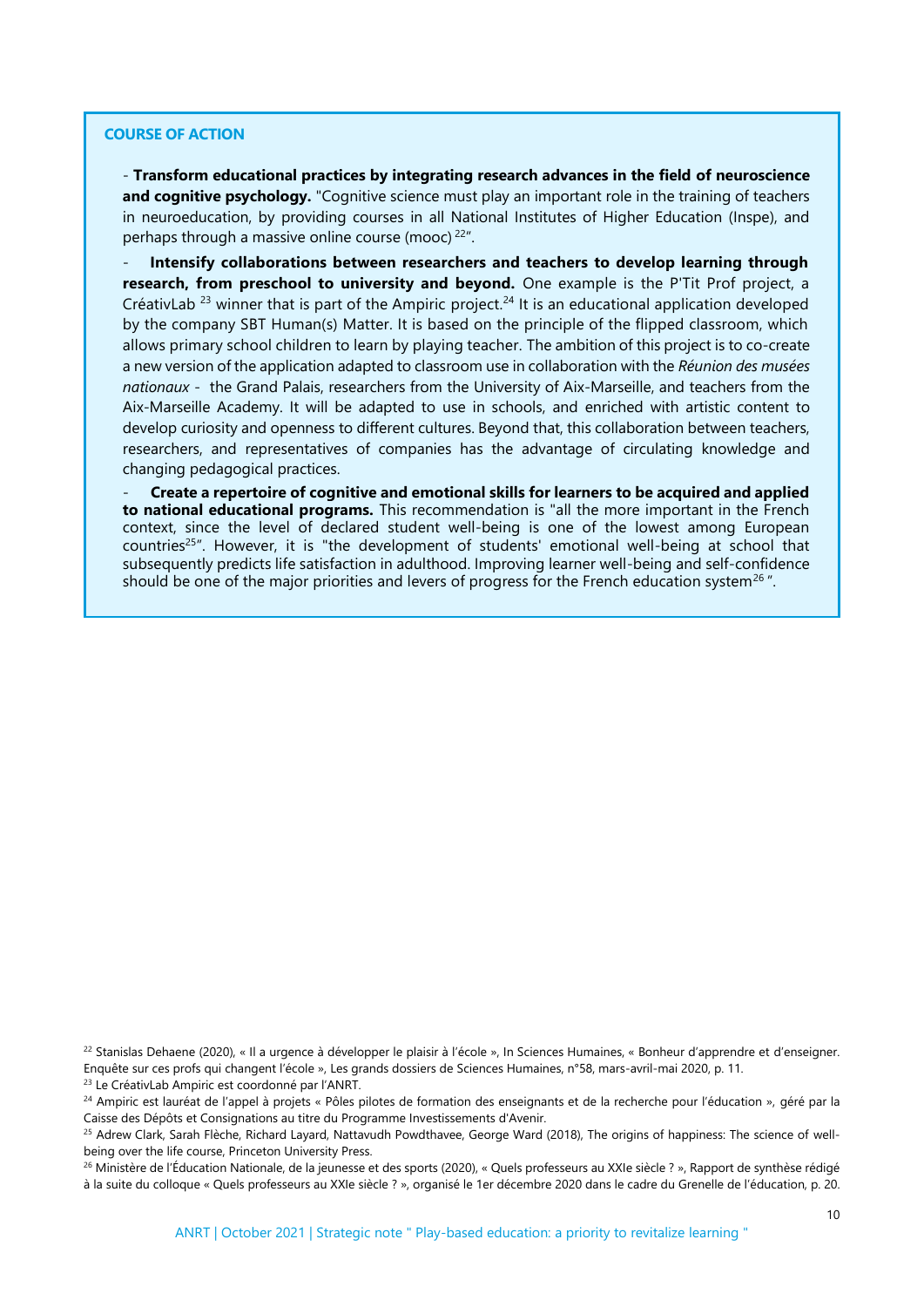**COURSE OF ACTION**

- **Transform educational practices by integrating research advances in the field of neuroscience and cognitive psychology.** "Cognitive science must play an important role in the training of teachers in neuroeducation, by providing courses in all National Institutes of Higher Education (Inspe), and perhaps through a massive online course (mooc) [22]".

- **Intensify collaborations between researchers and teachers to develop learning through research, from preschool to university and beyond.** One example is the P'Tit Prof project, a CréativLab [23] winner that is part of the Ampiric project.[24] It is an educational application developed by the company SBT Human(s) Matter. It is based on the principle of the flipped classroom, which allows primary school children to learn by playing teacher. The ambition of this project is to co-create a new version of the application adapted to classroom use in collaboration with the *Réunion des musées nationaux* - the Grand Palais, researchers from the University of Aix-Marseille, and teachers from the Aix-Marseille Academy. It will be adapted to use in schools, and enriched with artistic content to develop curiosity and openness to different cultures. Beyond that, this collaboration between teachers, researchers, and representatives of companies has the advantage of circulating knowledge and changing pedagogical practices.

- **Create a repertoire of cognitive and emotional skills for learners to be acquired and applied to national educational programs.** This recommendation is "all the more important in the French context, since the level of declared student well-being is one of the lowest among European countries[25]". However, it is "the development of students' emotional well-being at school that subsequently predicts life satisfaction in adulthood. Improving learner well-being and self-confidence should be one of the major priorities and levers of progress for the French education system[26] ".

[22] Stanislas Dehaene (2020), « Il a urgence à développer le plaisir à l'école », In Sciences Humaines, « Bonheur d'apprendre et d'enseigner. Enquête sur ces profs qui changent l'école », Les grands dossiers de Sciences Humaines, n°58, mars-avril-mai 2020, p. 11.

[23] Le CréativLab Ampiric est coordonné par l'ANRT.

[24] Ampiric est lauréat de l'appel à projets « Pôles pilotes de formation des enseignants et de la recherche pour l'éducation », géré par la Caisse des Dépôts et Consignations au titre du Programme Investissements d'Avenir.

[25] Adrew Clark, Sarah Flèche, Richard Layard, Nattavudh Powdthavee, George Ward (2018), The origins of happiness: The science of well-being over the life course, Princeton University Press.

[26] Ministère de l'Éducation Nationale, de la jeunesse et des sports (2020), « Quels professeurs au XXIe siècle ? », Rapport de synthèse rédigé à la suite du colloque « Quels professeurs au XXIe siècle ? », organisé le 1er décembre 2020 dans le cadre du Grenelle de l'éducation, p. 20.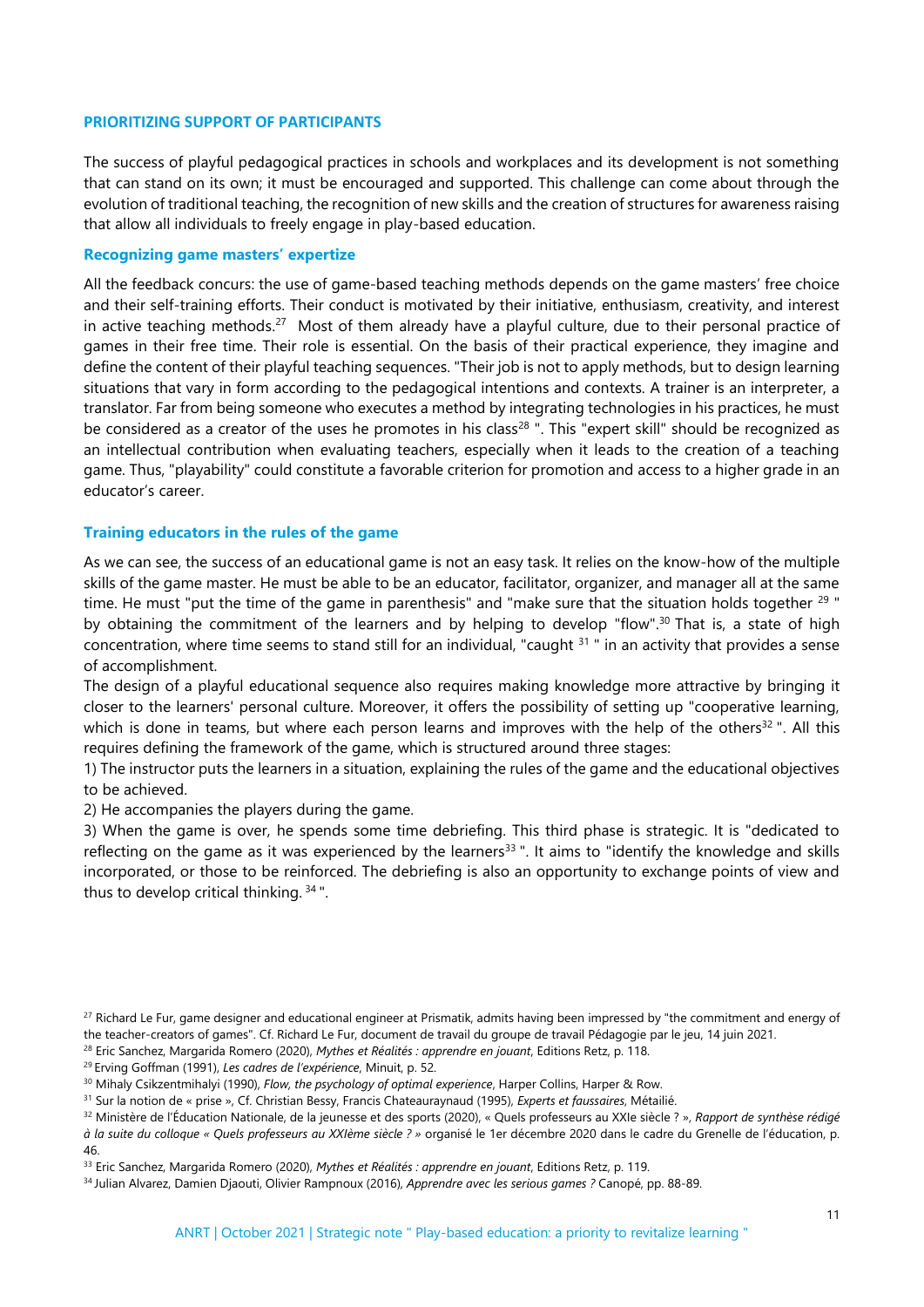## PRIORITIZING SUPPORT OF PARTICIPANTS

The success of playful pedagogical practices in schools and workplaces and its development is not something that can stand on its own; it must be encouraged and supported. This challenge can come about through the evolution of traditional teaching, the recognition of new skills and the creation of structures for awareness raising that allow all individuals to freely engage in play-based education.

### Recognizing game masters' expertize

All the feedback concurs: the use of game-based teaching methods depends on the game masters' free choice and their self-training efforts. Their conduct is motivated by their initiative, enthusiasm, creativity, and interest in active teaching methods.[27] Most of them already have a playful culture, due to their personal practice of games in their free time. Their role is essential. On the basis of their practical experience, they imagine and define the content of their playful teaching sequences. "Their job is not to apply methods, but to design learning situations that vary in form according to the pedagogical intentions and contexts. A trainer is an interpreter, a translator. Far from being someone who executes a method by integrating technologies in his practices, he must be considered as a creator of the uses he promotes in his class[28] ". This "expert skill" should be recognized as an intellectual contribution when evaluating teachers, especially when it leads to the creation of a teaching game. Thus, "playability" could constitute a favorable criterion for promotion and access to a higher grade in an educator's career.

### Training educators in the rules of the game

As we can see, the success of an educational game is not an easy task. It relies on the know-how of the multiple skills of the game master. He must be able to be an educator, facilitator, organizer, and manager all at the same time. He must "put the time of the game in parenthesis" and "make sure that the situation holds together [29] " by obtaining the commitment of the learners and by helping to develop "flow".[30] That is, a state of high concentration, where time seems to stand still for an individual, "caught [31] " in an activity that provides a sense of accomplishment.

The design of a playful educational sequence also requires making knowledge more attractive by bringing it closer to the learners' personal culture. Moreover, it offers the possibility of setting up "cooperative learning, which is done in teams, but where each person learns and improves with the help of the others[32] ". All this requires defining the framework of the game, which is structured around three stages:

1) The instructor puts the learners in a situation, explaining the rules of the game and the educational objectives to be achieved.

2) He accompanies the players during the game.

3) When the game is over, he spends some time debriefing. This third phase is strategic. It is "dedicated to reflecting on the game as it was experienced by the learners[33] ". It aims to "identify the knowledge and skills incorporated, or those to be reinforced. The debriefing is also an opportunity to exchange points of view and thus to develop critical thinking. [34] ".

---

[27] Richard Le Fur, game designer and educational engineer at Prismatik, admits having been impressed by "the commitment and energy of the teacher-creators of games". Cf. Richard Le Fur, document de travail du groupe de travail Pédagogie par le jeu, 14 juin 2021.

[28] Eric Sanchez, Margarida Romero (2020), *Mythes et Réalités : apprendre en jouant*, Editions Retz, p. 118.

[29] Erving Goffman (1991), *Les cadres de l'expérience*, Minuit, p. 52.

[30] Mihaly Csikzentmihalyi (1990), *Flow, the psychology of optimal experience*, Harper Collins, Harper & Row.

[31] Sur la notion de « prise », Cf. Christian Bessy, Francis Chateauraynaud (1995), *Experts et faussaires*, Métailié.

[32] Ministère de l'Éducation Nationale, de la jeunesse et des sports (2020), « Quels professeurs au XXIe siècle ? », *Rapport de synthèse rédigé à la suite du colloque « Quels professeurs au XXIème siècle ? »* organisé le 1er décembre 2020 dans le cadre du Grenelle de l'éducation, p. 46.

[33] Eric Sanchez, Margarida Romero (2020), *Mythes et Réalités : apprendre en jouant*, Editions Retz, p. 119.

[34] Julian Alvarez, Damien Djaouti, Olivier Rampnoux (2016), *Apprendre avec les serious games ?* Canopé, pp. 88-89.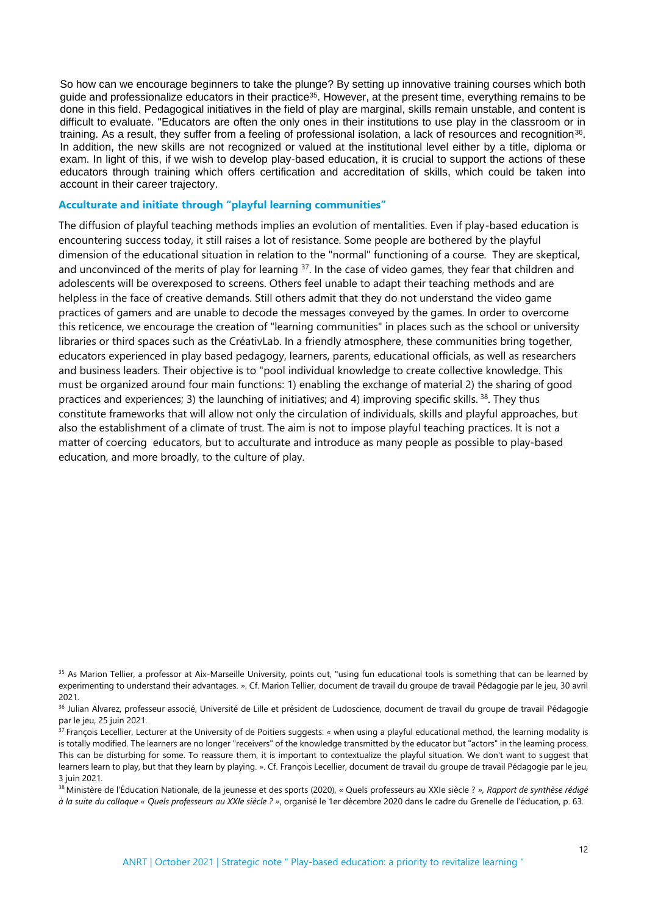So how can we encourage beginners to take the plunge? By setting up innovative training courses which both guide and professionalize educators in their practice[35]. However, at the present time, everything remains to be done in this field. Pedagogical initiatives in the field of play are marginal, skills remain unstable, and content is difficult to evaluate. "Educators are often the only ones in their institutions to use play in the classroom or in training. As a result, they suffer from a feeling of professional isolation, a lack of resources and recognition[36]. In addition, the new skills are not recognized or valued at the institutional level either by a title, diploma or exam. In light of this, if we wish to develop play-based education, it is crucial to support the actions of these educators through training which offers certification and accreditation of skills, which could be taken into account in their career trajectory.

### Acculturate and initiate through "playful learning communities"

The diffusion of playful teaching methods implies an evolution of mentalities. Even if play-based education is encountering success today, it still raises a lot of resistance. Some people are bothered by the playful dimension of the educational situation in relation to the "normal" functioning of a course. They are skeptical, and unconvinced of the merits of play for learning [37]. In the case of video games, they fear that children and adolescents will be overexposed to screens. Others feel unable to adapt their teaching methods and are helpless in the face of creative demands. Still others admit that they do not understand the video game practices of gamers and are unable to decode the messages conveyed by the games. In order to overcome this reticence, we encourage the creation of "learning communities" in places such as the school or university libraries or third spaces such as the CréativLab. In a friendly atmosphere, these communities bring together, educators experienced in play based pedagogy, learners, parents, educational officials, as well as researchers and business leaders. Their objective is to "pool individual knowledge to create collective knowledge. This must be organized around four main functions: 1) enabling the exchange of material 2) the sharing of good practices and experiences; 3) the launching of initiatives; and 4) improving specific skills. [38]. They thus constitute frameworks that will allow not only the circulation of individuals, skills and playful approaches, but also the establishment of a climate of trust. The aim is not to impose playful teaching practices. It is not a matter of coercing educators, but to acculturate and introduce as many people as possible to play-based education, and more broadly, to the culture of play.

---

[35] As Marion Tellier, a professor at Aix-Marseille University, points out, "using fun educational tools is something that can be learned by experimenting to understand their advantages. ». Cf. Marion Tellier, document de travail du groupe de travail Pédagogie par le jeu, 30 avril 2021.

[36] Julian Alvarez, professeur associé, Université de Lille et président de Ludoscience, document de travail du groupe de travail Pédagogie par le jeu, 25 juin 2021.

[37] François Lecellier, Lecturer at the University of de Poitiers suggests: « when using a playful educational method, the learning modality is is totally modified. The learners are no longer "receivers" of the knowledge transmitted by the educator but "actors" in the learning process. This can be disturbing for some. To reassure them, it is important to contextualize the playful situation. We don't want to suggest that learners learn to play, but that they learn by playing. ». Cf. François Lecellier, document de travail du groupe de travail Pédagogie par le jeu, 3 juin 2021.

[38] Ministère de l'Éducation Nationale, de la jeunesse et des sports (2020), « Quels professeurs au XXIe siècle ? *», Rapport de synthèse rédigé à la suite du colloque « Quels professeurs au XXIe siècle ? »*, organisé le 1er décembre 2020 dans le cadre du Grenelle de l'éducation, p. 63.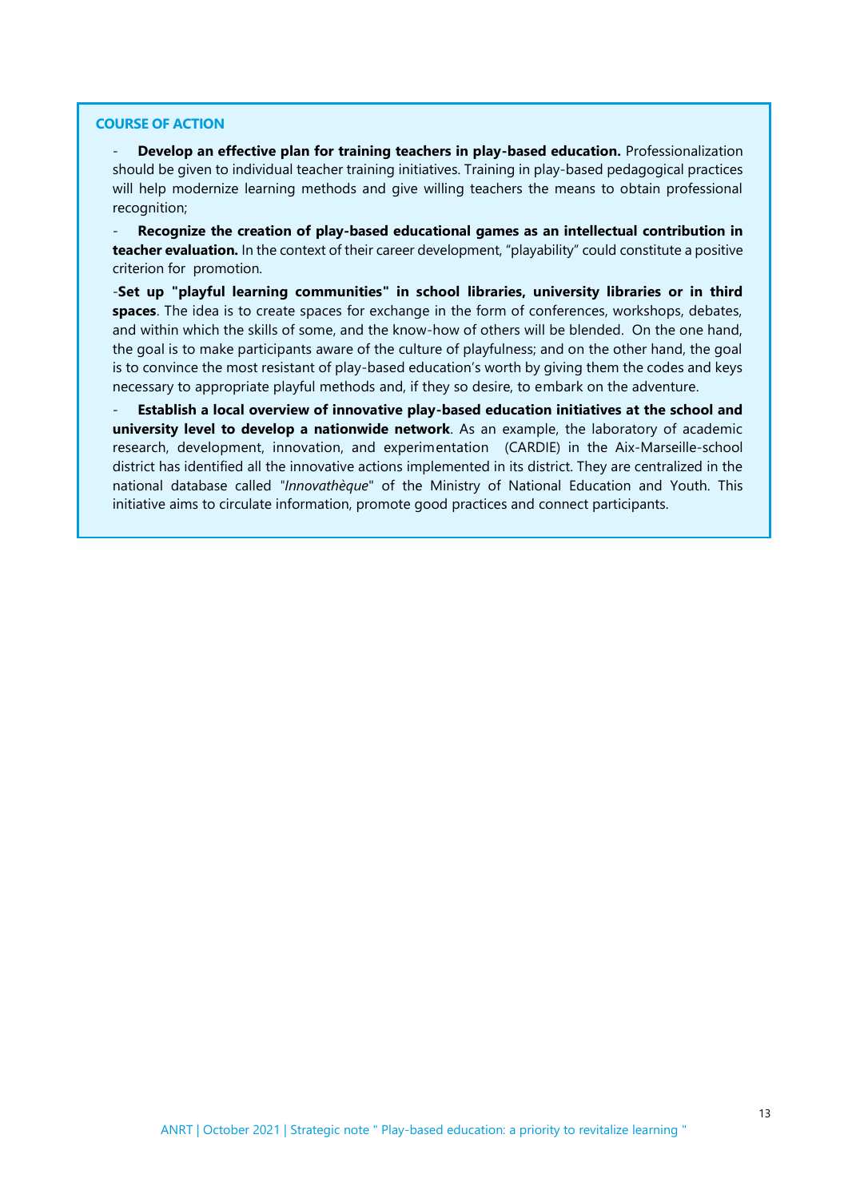**COURSE OF ACTION**

- **Develop an effective plan for training teachers in play-based education.** Professionalization should be given to individual teacher training initiatives. Training in play-based pedagogical practices will help modernize learning methods and give willing teachers the means to obtain professional recognition;

- **Recognize the creation of play-based educational games as an intellectual contribution in teacher evaluation.** In the context of their career development, "playability" could constitute a positive criterion for promotion.

- **Set up "playful learning communities" in school libraries, university libraries or in third spaces**. The idea is to create spaces for exchange in the form of conferences, workshops, debates, and within which the skills of some, and the know-how of others will be blended. On the one hand, the goal is to make participants aware of the culture of playfulness; and on the other hand, the goal is to convince the most resistant of play-based education's worth by giving them the codes and keys necessary to appropriate playful methods and, if they so desire, to embark on the adventure.

- **Establish a local overview of innovative play-based education initiatives at the school and university level to develop a nationwide network**. As an example, the laboratory of academic research, development, innovation, and experimentation (CARDIE) in the Aix-Marseille-school district has identified all the innovative actions implemented in its district. They are centralized in the national database called "*Innovathèque*" of the Ministry of National Education and Youth. This initiative aims to circulate information, promote good practices and connect participants.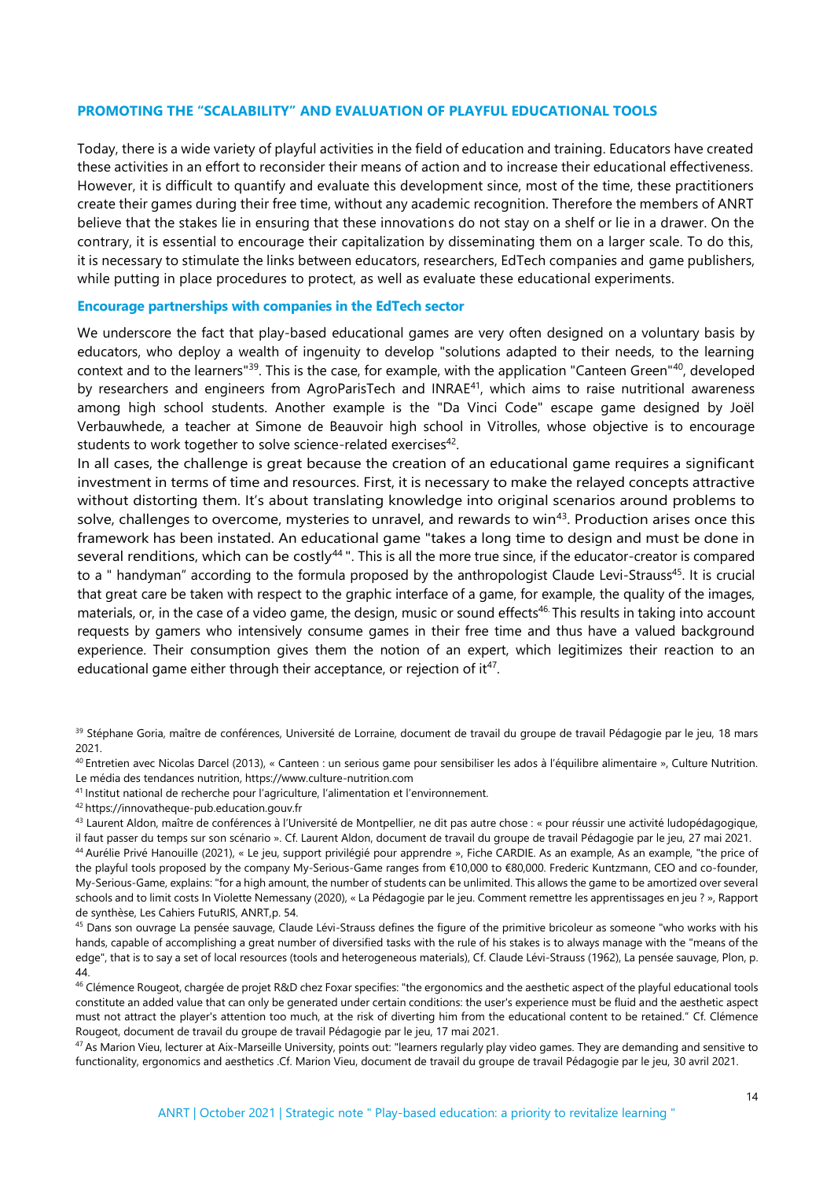## PROMOTING THE "SCALABILITY" AND EVALUATION OF PLAYFUL EDUCATIONAL TOOLS

Today, there is a wide variety of playful activities in the field of education and training. Educators have created these activities in an effort to reconsider their means of action and to increase their educational effectiveness. However, it is difficult to quantify and evaluate this development since, most of the time, these practitioners create their games during their free time, without any academic recognition. Therefore the members of ANRT believe that the stakes lie in ensuring that these innovations do not stay on a shelf or lie in a drawer. On the contrary, it is essential to encourage their capitalization by disseminating them on a larger scale. To do this, it is necessary to stimulate the links between educators, researchers, EdTech companies and game publishers, while putting in place procedures to protect, as well as evaluate these educational experiments.

### Encourage partnerships with companies in the EdTech sector

We underscore the fact that play-based educational games are very often designed on a voluntary basis by educators, who deploy a wealth of ingenuity to develop "solutions adapted to their needs, to the learning context and to the learners"[39]. This is the case, for example, with the application "Canteen Green"[40], developed by researchers and engineers from AgroParisTech and INRAE[41], which aims to raise nutritional awareness among high school students. Another example is the "Da Vinci Code" escape game designed by Joël Verbauwhede, a teacher at Simone de Beauvoir high school in Vitrolles, whose objective is to encourage students to work together to solve science-related exercises[42].

In all cases, the challenge is great because the creation of an educational game requires a significant investment in terms of time and resources. First, it is necessary to make the relayed concepts attractive without distorting them. It's about translating knowledge into original scenarios around problems to solve, challenges to overcome, mysteries to unravel, and rewards to win[43]. Production arises once this framework has been instated. An educational game "takes a long time to design and must be done in several renditions, which can be costly[44] ". This is all the more true since, if the educator-creator is compared to a " handyman" according to the formula proposed by the anthropologist Claude Levi-Strauss[45]. It is crucial that great care be taken with respect to the graphic interface of a game, for example, the quality of the images, materials, or, in the case of a video game, the design, music or sound effects[46]. This results in taking into account requests by gamers who intensively consume games in their free time and thus have a valued background experience. Their consumption gives them the notion of an expert, which legitimizes their reaction to an educational game either through their acceptance, or rejection of it[47].

---

[39] Stéphane Goria, maître de conférences, Université de Lorraine, document de travail du groupe de travail Pédagogie par le jeu, 18 mars 2021.

[40] Entretien avec Nicolas Darcel (2013), « Canteen : un serious game pour sensibiliser les ados à l'équilibre alimentaire », Culture Nutrition. Le média des tendances nutrition, https://www.culture-nutrition.com

[41] Institut national de recherche pour l'agriculture, l'alimentation et l'environnement.

[42] https://innovatheque-pub.education.gouv.fr

[43] Laurent Aldon, maître de conférences à l'Université de Montpellier, ne dit pas autre chose : « pour réussir une activité ludopédagogique, il faut passer du temps sur son scénario ». Cf. Laurent Aldon, document de travail du groupe de travail Pédagogie par le jeu, 27 mai 2021.

[44] Aurélie Privé Hanouille (2021), « Le jeu, support privilégié pour apprendre », Fiche CARDIE. As an example, As an example, "the price of the playful tools proposed by the company My-Serious-Game ranges from €10,000 to €80,000. Frederic Kuntzmann, CEO and co-founder, My-Serious-Game, explains: "for a high amount, the number of students can be unlimited. This allows the game to be amortized over several schools and to limit costs In Violette Nemessany (2020), « La Pédagogie par le jeu. Comment remettre les apprentissages en jeu ? », Rapport de synthèse, Les Cahiers FutuRIS, ANRT,p. 54.

[45] Dans son ouvrage La pensée sauvage, Claude Lévi-Strauss defines the figure of the primitive bricoleur as someone "who works with his hands, capable of accomplishing a great number of diversified tasks with the rule of his stakes is to always manage with the "means of the edge", that is to say a set of local resources (tools and heterogeneous materials), Cf. Claude Lévi-Strauss (1962), La pensée sauvage, Plon, p. 44.

[46] Clémence Rougeot, chargée de projet R&D chez Foxar specifies: "the ergonomics and the aesthetic aspect of the playful educational tools constitute an added value that can only be generated under certain conditions: the user's experience must be fluid and the aesthetic aspect must not attract the player's attention too much, at the risk of diverting him from the educational content to be retained." Cf. Clémence Rougeot, document de travail du groupe de travail Pédagogie par le jeu, 17 mai 2021.

[47] As Marion Vieu, lecturer at Aix-Marseille University, points out: "learners regularly play video games. They are demanding and sensitive to functionality, ergonomics and aesthetics .Cf. Marion Vieu, document de travail du groupe de travail Pédagogie par le jeu, 30 avril 2021.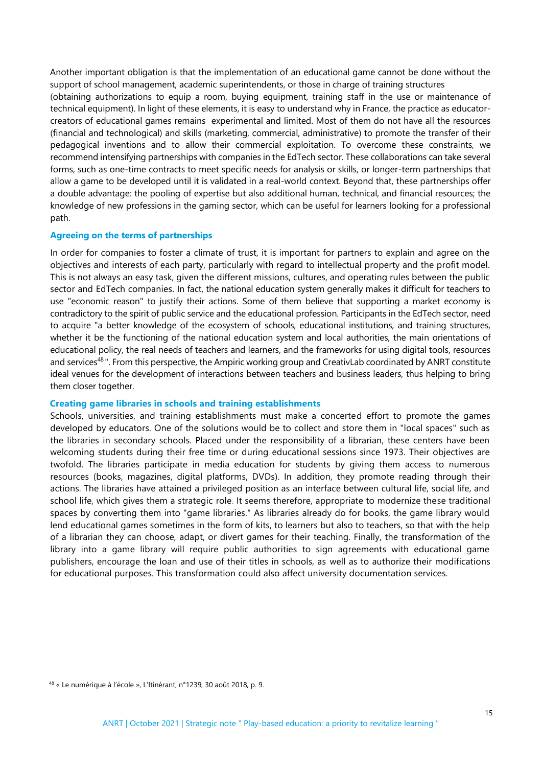Another important obligation is that the implementation of an educational game cannot be done without the support of school management, academic superintendents, or those in charge of training structures (obtaining authorizations to equip a room, buying equipment, training staff in the use or maintenance of technical equipment). In light of these elements, it is easy to understand why in France, the practice as educator-creators of educational games remains experimental and limited. Most of them do not have all the resources (financial and technological) and skills (marketing, commercial, administrative) to promote the transfer of their pedagogical inventions and to allow their commercial exploitation. To overcome these constraints, we recommend intensifying partnerships with companies in the EdTech sector. These collaborations can take several forms, such as one-time contracts to meet specific needs for analysis or skills, or longer-term partnerships that allow a game to be developed until it is validated in a real-world context. Beyond that, these partnerships offer a double advantage: the pooling of expertise but also additional human, technical, and financial resources; the knowledge of new professions in the gaming sector, which can be useful for learners looking for a professional path.

### Agreeing on the terms of partnerships

In order for companies to foster a climate of trust, it is important for partners to explain and agree on the objectives and interests of each party, particularly with regard to intellectual property and the profit model. This is not always an easy task, given the different missions, cultures, and operating rules between the public sector and EdTech companies. In fact, the national education system generally makes it difficult for teachers to use "economic reason" to justify their actions. Some of them believe that supporting a market economy is contradictory to the spirit of public service and the educational profession. Participants in the EdTech sector, need to acquire "a better knowledge of the ecosystem of schools, educational institutions, and training structures, whether it be the functioning of the national education system and local authorities, the main orientations of educational policy, the real needs of teachers and learners, and the frameworks for using digital tools, resources and services[48] ". From this perspective, the Ampiric working group and CreativLab coordinated by ANRT constitute ideal venues for the development of interactions between teachers and business leaders, thus helping to bring them closer together.

### Creating game libraries in schools and training establishments

Schools, universities, and training establishments must make a concerted effort to promote the games developed by educators. One of the solutions would be to collect and store them in "local spaces" such as the libraries in secondary schools. Placed under the responsibility of a librarian, these centers have been welcoming students during their free time or during educational sessions since 1973. Their objectives are twofold. The libraries participate in media education for students by giving them access to numerous resources (books, magazines, digital platforms, DVDs). In addition, they promote reading through their actions. The libraries have attained a privileged position as an interface between cultural life, social life, and school life, which gives them a strategic role. It seems therefore, appropriate to modernize these traditional spaces by converting them into "game libraries." As libraries already do for books, the game library would lend educational games sometimes in the form of kits, to learners but also to teachers, so that with the help of a librarian they can choose, adapt, or divert games for their teaching. Finally, the transformation of the library into a game library will require public authorities to sign agreements with educational game publishers, encourage the loan and use of their titles in schools, as well as to authorize their modifications for educational purposes. This transformation could also affect university documentation services.

[48] « Le numérique à l'école », L'Itinérant, n°1239, 30 août 2018, p. 9.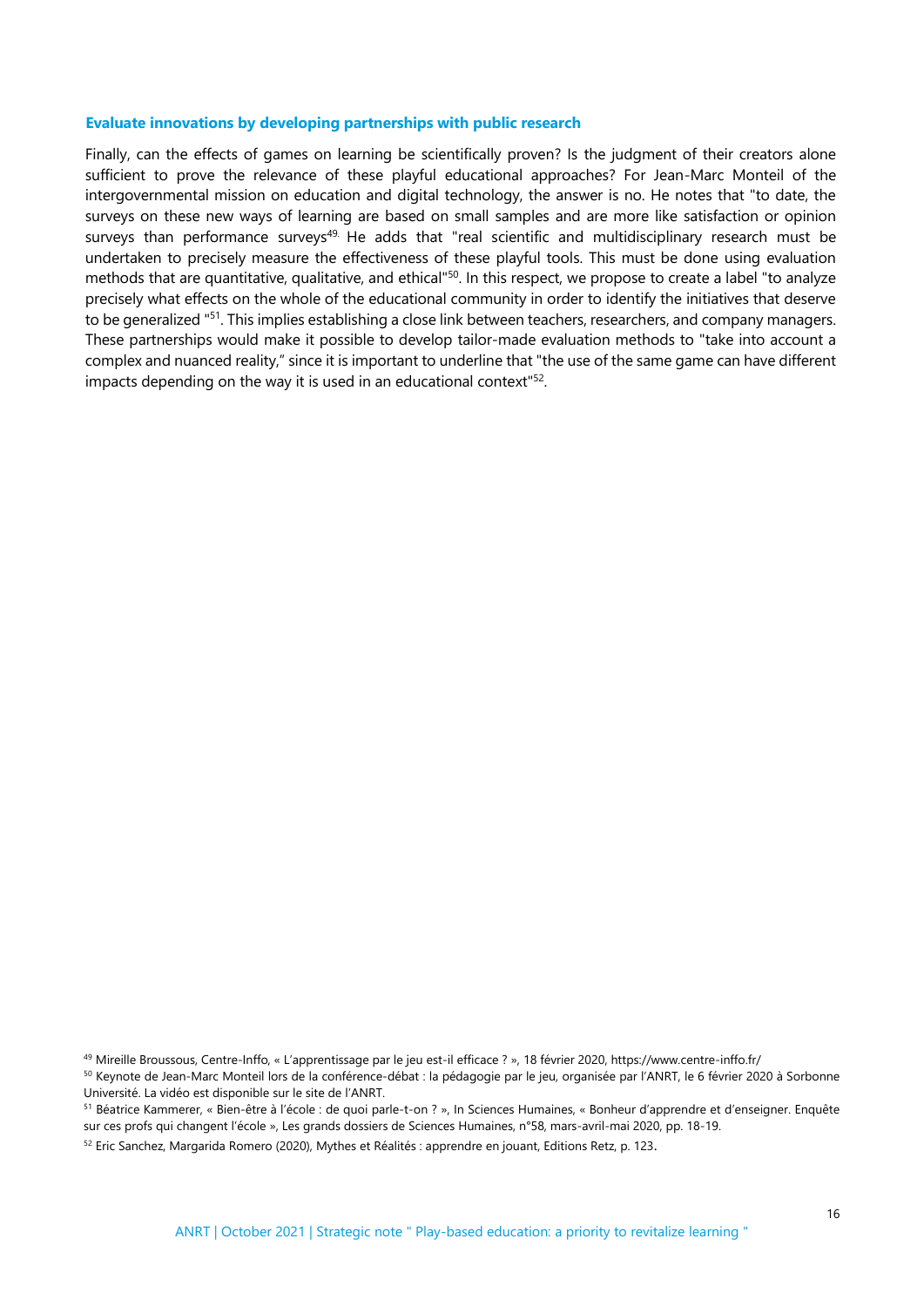### Evaluate innovations by developing partnerships with public research

Finally, can the effects of games on learning be scientifically proven? Is the judgment of their creators alone sufficient to prove the relevance of these playful educational approaches? For Jean-Marc Monteil of the intergovernmental mission on education and digital technology, the answer is no. He notes that "to date, the surveys on these new ways of learning are based on small samples and are more like satisfaction or opinion surveys than performance surveys[49]. He adds that "real scientific and multidisciplinary research must be undertaken to precisely measure the effectiveness of these playful tools. This must be done using evaluation methods that are quantitative, qualitative, and ethical"[50]. In this respect, we propose to create a label "to analyze precisely what effects on the whole of the educational community in order to identify the initiatives that deserve to be generalized "[51]. This implies establishing a close link between teachers, researchers, and company managers. These partnerships would make it possible to develop tailor-made evaluation methods to "take into account a complex and nuanced reality," since it is important to underline that "the use of the same game can have different impacts depending on the way it is used in an educational context"[52].

[49] Mireille Broussous, Centre-Inffo, « L'apprentissage par le jeu est-il efficace ? », 18 février 2020, https://www.centre-inffo.fr/

[50] Keynote de Jean-Marc Monteil lors de la conférence-débat : la pédagogie par le jeu, organisée par l'ANRT, le 6 février 2020 à Sorbonne Université. La vidéo est disponible sur le site de l'ANRT.

[51] Béatrice Kammerer, « Bien-être à l'école : de quoi parle-t-on ? », In Sciences Humaines, « Bonheur d'apprendre et d'enseigner. Enquête sur ces profs qui changent l'école », Les grands dossiers de Sciences Humaines, n°58, mars-avril-mai 2020, pp. 18-19.

[52] Eric Sanchez, Margarida Romero (2020), Mythes et Réalités : apprendre en jouant, Editions Retz, p. 123.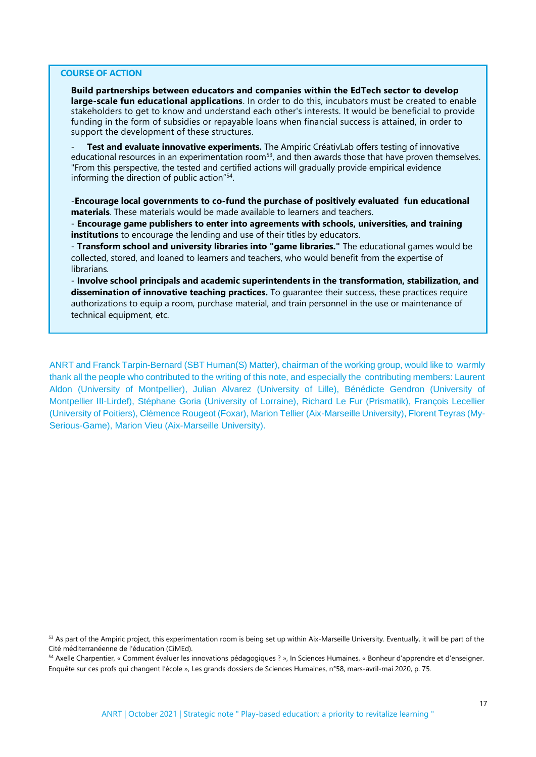**COURSE OF ACTION**

**Build partnerships between educators and companies within the EdTech sector to develop large-scale fun educational applications**. In order to do this, incubators must be created to enable stakeholders to get to know and understand each other's interests. It would be beneficial to provide funding in the form of subsidies or repayable loans when financial success is attained, in order to support the development of these structures.

- **Test and evaluate innovative experiments.** The Ampiric CréativLab offers testing of innovative educational resources in an experimentation room[53], and then awards those that have proven themselves. "From this perspective, the tested and certified actions will gradually provide empirical evidence informing the direction of public action"[54].

- **Encourage local governments to co-fund the purchase of positively evaluated fun educational materials**. These materials would be made available to learners and teachers.
- **Encourage game publishers to enter into agreements with schools, universities, and training institutions** to encourage the lending and use of their titles by educators.
- **Transform school and university libraries into "game libraries."** The educational games would be collected, stored, and loaned to learners and teachers, who would benefit from the expertise of librarians.
- **Involve school principals and academic superintendents in the transformation, stabilization, and dissemination of innovative teaching practices.** To guarantee their success, these practices require authorizations to equip a room, purchase material, and train personnel in the use or maintenance of technical equipment, etc.

ANRT and Franck Tarpin-Bernard (SBT Human(S) Matter), chairman of the working group, would like to warmly thank all the people who contributed to the writing of this note, and especially the contributing members: Laurent Aldon (University of Montpellier), Julian Alvarez (University of Lille), Bénédicte Gendron (University of Montpellier III-Lirdef), Stéphane Goria (University of Lorraine), Richard Le Fur (Prismatik), François Lecellier (University of Poitiers), Clémence Rougeot (Foxar), Marion Tellier (Aix-Marseille University), Florent Teyras (My-Serious-Game), Marion Vieu (Aix-Marseille University).

[53] As part of the Ampiric project, this experimentation room is being set up within Aix-Marseille University. Eventually, it will be part of the Cité méditerranéenne de l'éducation (CiMEd).

[54] Axelle Charpentier, « Comment évaluer les innovations pédagogiques ? », In Sciences Humaines, « Bonheur d'apprendre et d'enseigner. Enquête sur ces profs qui changent l'école », Les grands dossiers de Sciences Humaines, n°58, mars-avril-mai 2020, p. 75.